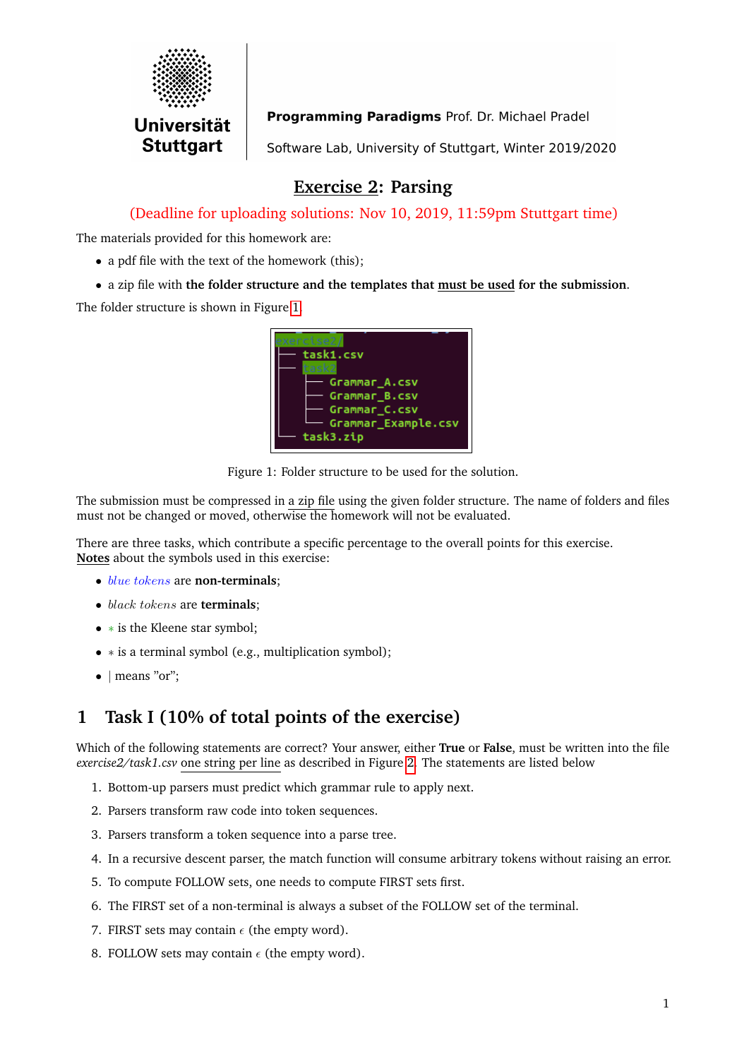Programming Paradigms Prof. Dr. Michael Pradel

Software Lab, University of Stuttgart, Winter 2019/2020

# Exercise 2: Parsing

(Deadline for uploading solutions: Nov 10, 2019, 11:59pm Stuttgart time)

The materials provided for this homework are:

- a pdf file with the text of the homework (this);
- a zip file with **the folder structure and the templates that must be used for the submission**.

The folder structure is shown in Figure 1.

```
exercise2/
├── task1.csv
├── task2
│   ├── Grammar_A.csv
│   ├── Grammar_B.csv
│   ├── Grammar_C.csv
│   └── Grammar_Example.csv
└── task3.zip
```

Figure 1: Folder structure to be used for the solution.

The submission must be compressed in a zip file using the given folder structure. The name of folders and files must not be changed or moved, otherwise the homework will not be evaluated.

There are three tasks, which contribute a specific percentage to the overall points for this exercise.
**Notes** about the symbols used in this exercise:

- *blue tokens* are **non-terminals**;
- *black tokens* are **terminals**;
- $*$ is the Kleene star symbol;
- $*$ is a terminal symbol (e.g., multiplication symbol);
- | means "or";

## 1 Task I (10% of total points of the exercise)

Which of the following statements are correct? Your answer, either **True** or **False**, must be written into the file *exercise2/task1.csv* one string per line as described in Figure 2. The statements are listed below

1. Bottom-up parsers must predict which grammar rule to apply next.
2. Parsers transform raw code into token sequences.
3. Parsers transform a token sequence into a parse tree.
4. In a recursive descent parser, the match function will consume arbitrary tokens without raising an error.
5. To compute FOLLOW sets, one needs to compute FIRST sets first.
6. The FIRST set of a non-terminal is always a subset of the FOLLOW set of the terminal.
7. FIRST sets may contain $\epsilon$ (the empty word).
8. FOLLOW sets may contain $\epsilon$ (the empty word).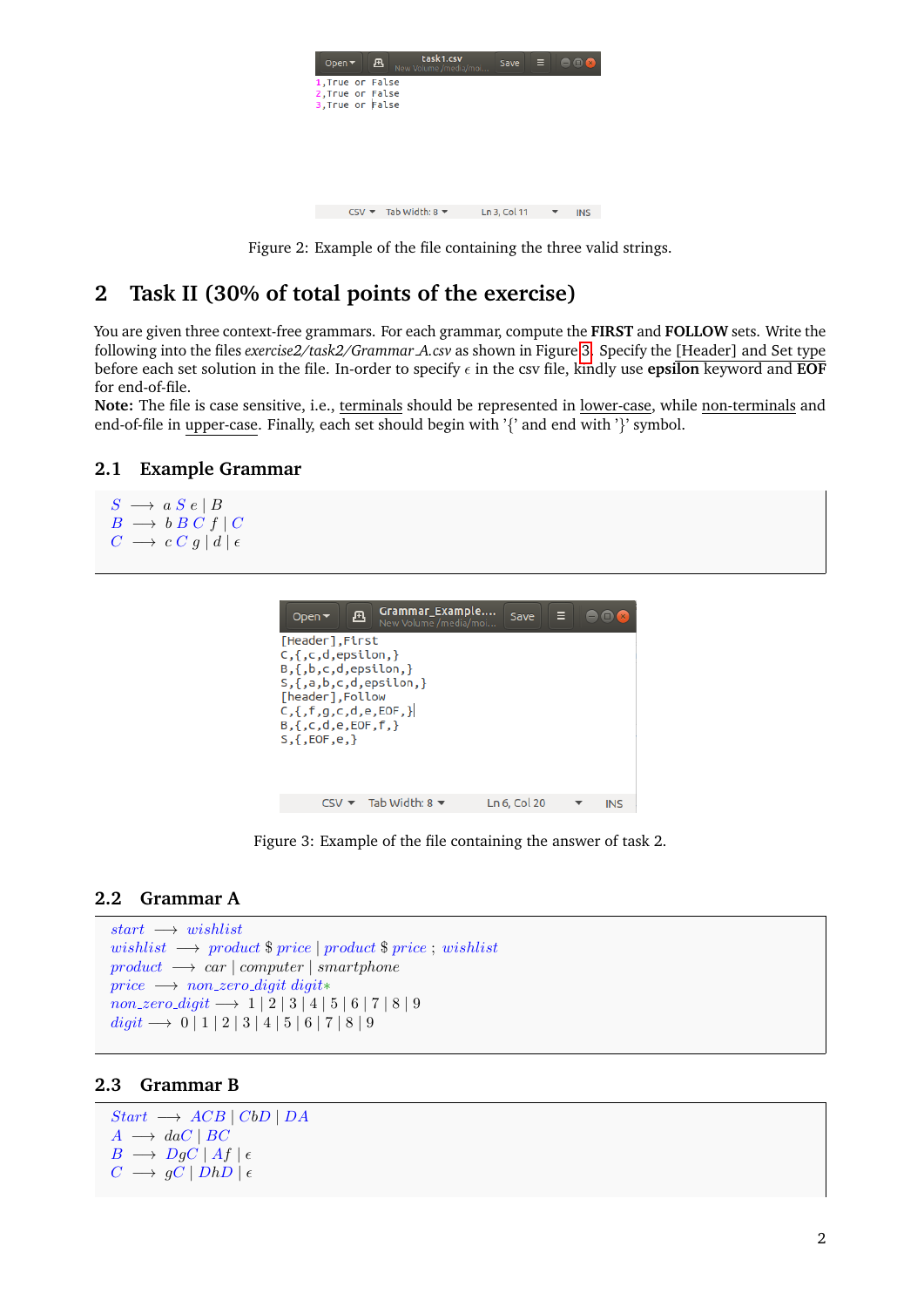```
1,True or False
2,True or False
3,True or False
```

Figure 2: Example of the file containing the three valid strings.

## 2 Task II (30% of total points of the exercise)

You are given three context-free grammars. For each grammar, compute the **FIRST** and **FOLLOW** sets. Write the following into the files *exercise2/task2/Grammar_A.csv* as shown in Figure 3. Specify the [Header] and Set type before each set solution in the file. In-order to specify $\epsilon$ in the csv file, kindly use **epsilon** keyword and **EOF** for end-of-file.
**Note:** The file is case sensitive, i.e., terminals should be represented in lower-case, while non-terminals and end-of-file in upper-case. Finally, each set should begin with '{' and end with '}' symbol.

### 2.1 Example Grammar

$S \longrightarrow a\ S\ e \mid B$
$B \longrightarrow b\ B\ C\ f \mid C$
$C \longrightarrow c\ C\ g \mid d \mid \epsilon$

```
[Header],First
C,{,c,d,epsilon,}
B,{,b,c,d,epsilon,}
S,{,a,b,c,d,epsilon,}
[header],Follow
C,{,f,g,c,d,e,EOF,}
B,{,c,d,e,EOF,f,}
S,{,EOF,e,}
```

Figure 3: Example of the file containing the answer of task 2.

### 2.2 Grammar A

$start \longrightarrow wishlist$
$wishlist \longrightarrow product\ \$\ price \mid product\ \$\ price\ ;\ wishlist$
$product \longrightarrow car \mid computer \mid smartphone$
$price \longrightarrow non\_zero\_digit\ digit*$
$non\_zero\_digit \longrightarrow 1 \mid 2 \mid 3 \mid 4 \mid 5 \mid 6 \mid 7 \mid 8 \mid 9$
$digit \longrightarrow 0 \mid 1 \mid 2 \mid 3 \mid 4 \mid 5 \mid 6 \mid 7 \mid 8 \mid 9$

### 2.3 Grammar B

$Start \longrightarrow ACB \mid CbD \mid DA$
$A \longrightarrow daC \mid BC$
$B \longrightarrow DgC \mid Af \mid \epsilon$
$C \longrightarrow gC \mid DhD \mid \epsilon$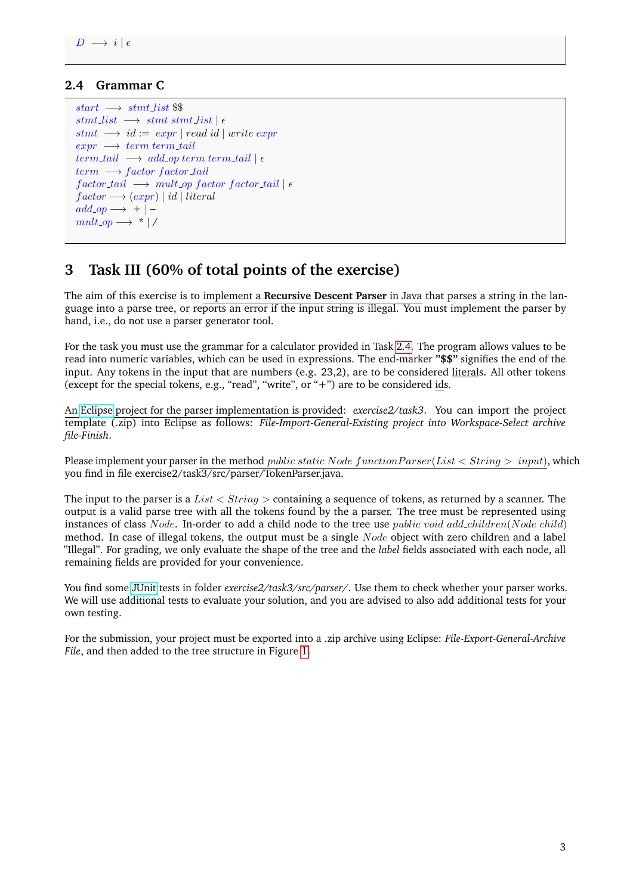$D \longrightarrow i \mid \epsilon$

### 2.4 Grammar C

$start \longrightarrow stmt\_list$ $$

$stmt\_list \longrightarrow stmt\ stmt\_list \mid \epsilon$

$stmt \longrightarrow id := expr \mid read\ id \mid write\ expr$

$expr \longrightarrow term\ term\_tail$

$term\_tail \longrightarrow add\_op\ term\ term\_tail \mid \epsilon$

$term \longrightarrow factor\ factor\_tail$

$factor\_tail \longrightarrow mult\_op\ factor\ factor\_tail \mid \epsilon$

$factor \longrightarrow (expr) \mid id \mid literal$

$add\_op \longrightarrow + \mid -$

$mult\_op \longrightarrow * \mid /$

## 3 Task III (60% of total points of the exercise)

The aim of this exercise is to implement a **Recursive Descent Parser** in Java that parses a string in the language into a parse tree, or reports an error if the input string is illegal. You must implement the parser by hand, i.e., do not use a parser generator tool.

For the task you must use the grammar for a calculator provided in Task 2.4. The program allows values to be read into numeric variables, which can be used in expressions. The end-marker **"$$"** signifies the end of the input. Any tokens in the input that are numbers (e.g. 23,2), are to be considered literals. All other tokens (except for the special tokens, e.g., "read", "write", or "+") are to be considered ids.

An Eclipse project for the parser implementation is provided: *exercise2/task3*. You can import the project template (.zip) into Eclipse as follows: *File-Import-General-Existing project into Workspace-Select archive file-Finish*.

Please implement your parser in the method *public static Node functionParser(List < String > input)*, which you find in file exercise2/task3/src/parser/TokenParser.java.

The input to the parser is a *List < String >* containing a sequence of tokens, as returned by a scanner. The output is a valid parse tree with all the tokens found by the a parser. The tree must be represented using instances of class *Node*. In-order to add a child node to the tree use *public void add_children(Node child)* method. In case of illegal tokens, the output must be a single *Node* object with zero children and a label "Illegal". For grading, we only evaluate the shape of the tree and the *label* fields associated with each node, all remaining fields are provided for your convenience.

You find some JUnit tests in folder *exercise2/task3/src/parser/*. Use them to check whether your parser works. We will use additional tests to evaluate your solution, and you are advised to also add additional tests for your own testing.

For the submission, your project must be exported into a .zip archive using Eclipse: *File-Export-General-Archive File*, and then added to the tree structure in Figure 1.